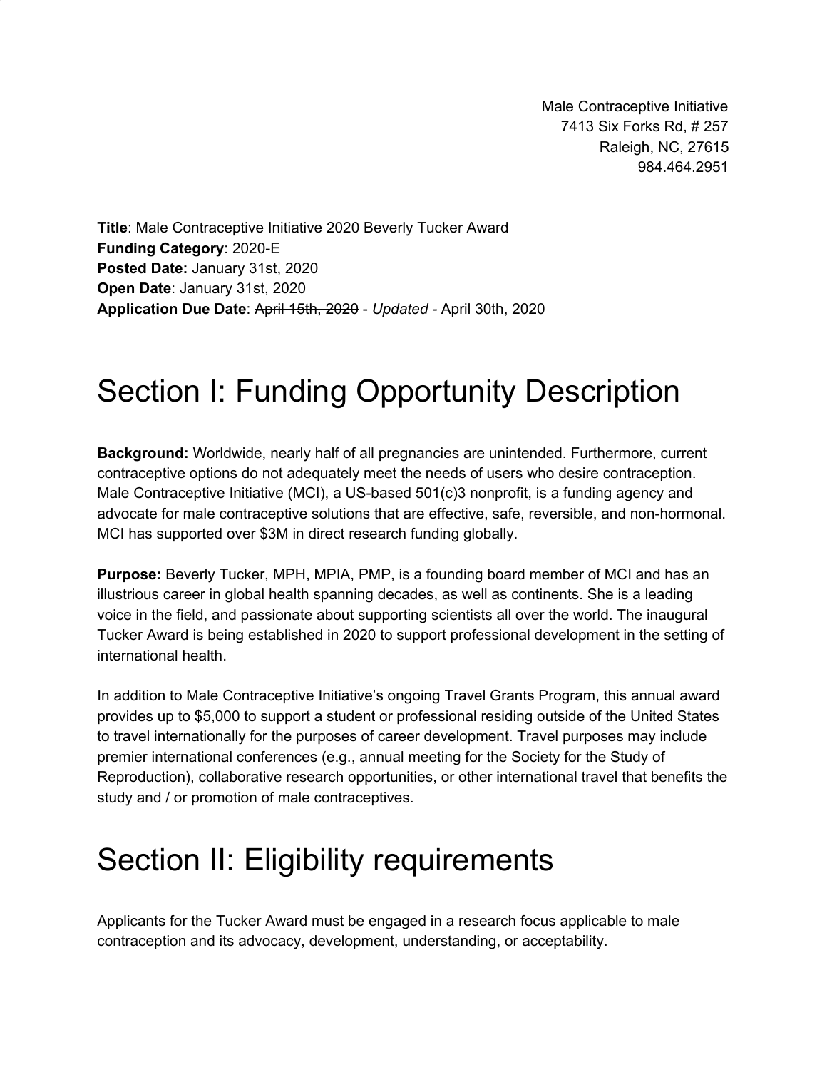Male Contraceptive Initiative
7413 Six Forks Rd, # 257
Raleigh, NC, 27615
984.464.2951

**Title**: Male Contraceptive Initiative 2020 Beverly Tucker Award
**Funding Category**: 2020-E
**Posted Date:** January 31st, 2020
**Open Date**: January 31st, 2020
**Application Due Date**: ~~April 15th, 2020~~ - *Updated* - April 30th, 2020

# Section I: Funding Opportunity Description

**Background:** Worldwide, nearly half of all pregnancies are unintended. Furthermore, current contraceptive options do not adequately meet the needs of users who desire contraception. Male Contraceptive Initiative (MCI), a US-based 501(c)3 nonprofit, is a funding agency and advocate for male contraceptive solutions that are effective, safe, reversible, and non-hormonal. MCI has supported over $3M in direct research funding globally.

**Purpose:** Beverly Tucker, MPH, MPIA, PMP, is a founding board member of MCI and has an illustrious career in global health spanning decades, as well as continents. She is a leading voice in the field, and passionate about supporting scientists all over the world. The inaugural Tucker Award is being established in 2020 to support professional development in the setting of international health.

In addition to Male Contraceptive Initiative's ongoing Travel Grants Program, this annual award provides up to $5,000 to support a student or professional residing outside of the United States to travel internationally for the purposes of career development. Travel purposes may include premier international conferences (e.g., annual meeting for the Society for the Study of Reproduction), collaborative research opportunities, or other international travel that benefits the study and / or promotion of male contraceptives.

# Section II: Eligibility requirements

Applicants for the Tucker Award must be engaged in a research focus applicable to male contraception and its advocacy, development, understanding, or acceptability.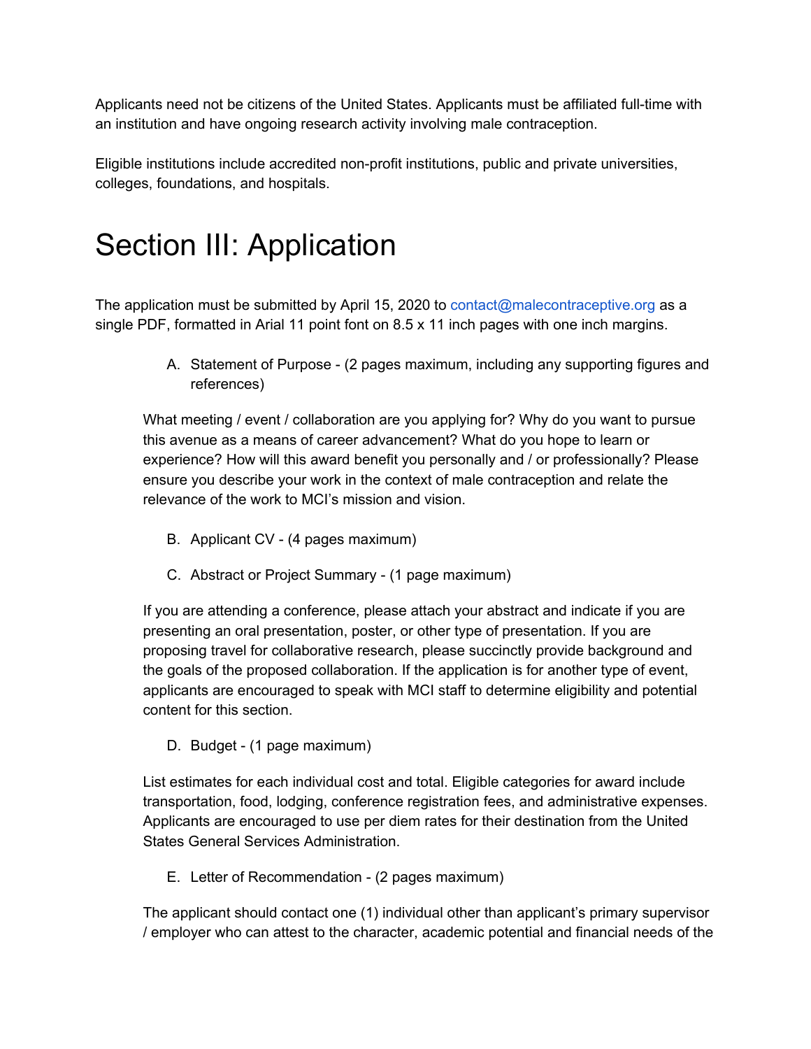Applicants need not be citizens of the United States. Applicants must be affiliated full-time with an institution and have ongoing research activity involving male contraception.

Eligible institutions include accredited non-profit institutions, public and private universities, colleges, foundations, and hospitals.

# Section III: Application

The application must be submitted by April 15, 2020 to contact@malecontraceptive.org as a single PDF, formatted in Arial 11 point font on 8.5 x 11 inch pages with one inch margins.

A. Statement of Purpose - (2 pages maximum, including any supporting figures and references)

What meeting / event / collaboration are you applying for? Why do you want to pursue this avenue as a means of career advancement? What do you hope to learn or experience? How will this award benefit you personally and / or professionally? Please ensure you describe your work in the context of male contraception and relate the relevance of the work to MCI's mission and vision.

B. Applicant CV - (4 pages maximum)

C. Abstract or Project Summary - (1 page maximum)

If you are attending a conference, please attach your abstract and indicate if you are presenting an oral presentation, poster, or other type of presentation. If you are proposing travel for collaborative research, please succinctly provide background and the goals of the proposed collaboration. If the application is for another type of event, applicants are encouraged to speak with MCI staff to determine eligibility and potential content for this section.

D. Budget - (1 page maximum)

List estimates for each individual cost and total. Eligible categories for award include transportation, food, lodging, conference registration fees, and administrative expenses. Applicants are encouraged to use per diem rates for their destination from the United States General Services Administration.

E. Letter of Recommendation - (2 pages maximum)

The applicant should contact one (1) individual other than applicant's primary supervisor / employer who can attest to the character, academic potential and financial needs of the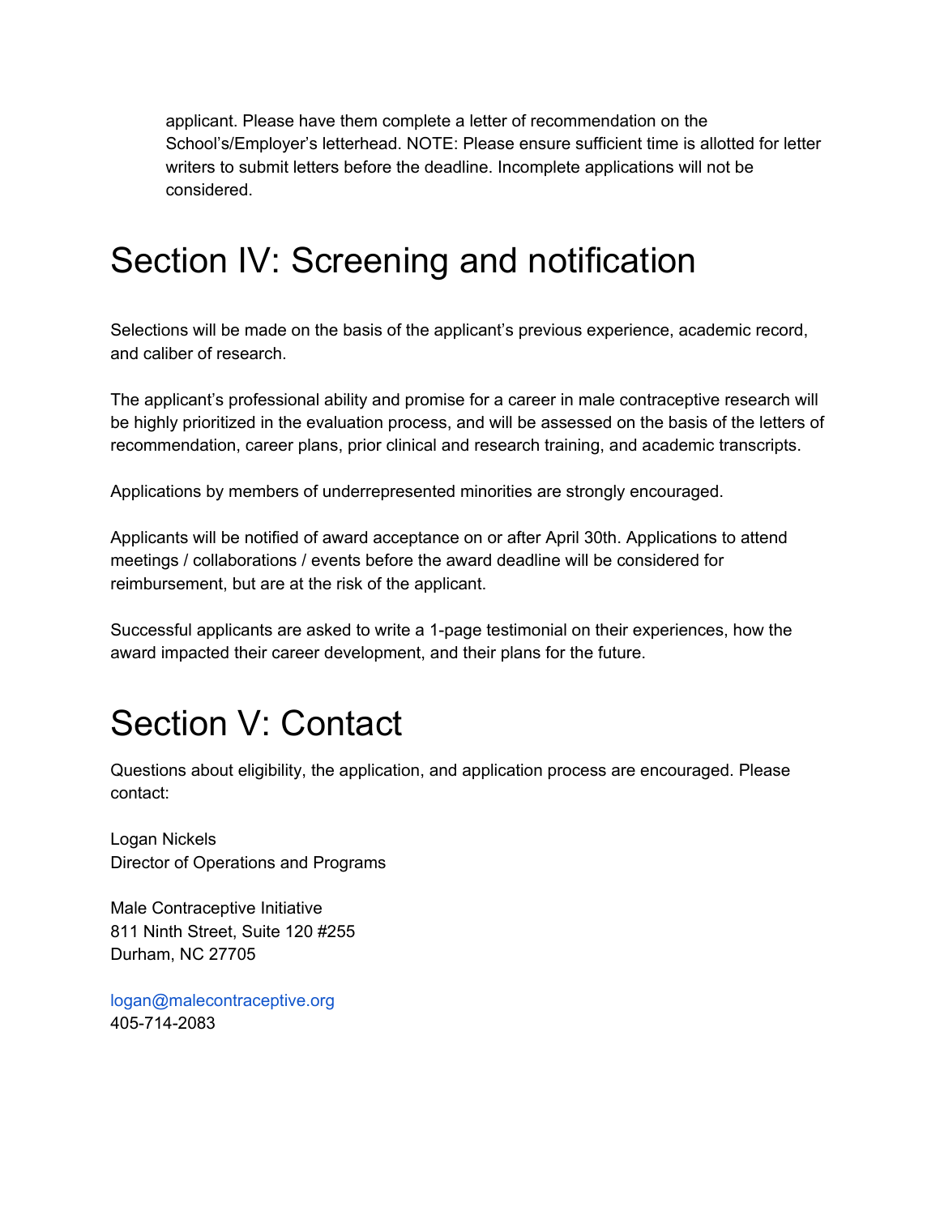applicant. Please have them complete a letter of recommendation on the School's/Employer's letterhead. NOTE: Please ensure sufficient time is allotted for letter writers to submit letters before the deadline. Incomplete applications will not be considered.

# Section IV: Screening and notification

Selections will be made on the basis of the applicant's previous experience, academic record, and caliber of research.

The applicant's professional ability and promise for a career in male contraceptive research will be highly prioritized in the evaluation process, and will be assessed on the basis of the letters of recommendation, career plans, prior clinical and research training, and academic transcripts.

Applications by members of underrepresented minorities are strongly encouraged.

Applicants will be notified of award acceptance on or after April 30th. Applications to attend meetings / collaborations / events before the award deadline will be considered for reimbursement, but are at the risk of the applicant.

Successful applicants are asked to write a 1-page testimonial on their experiences, how the award impacted their career development, and their plans for the future.

# Section V: Contact

Questions about eligibility, the application, and application process are encouraged. Please contact:

Logan Nickels
Director of Operations and Programs

Male Contraceptive Initiative
811 Ninth Street, Suite 120 #255
Durham, NC 27705

logan@malecontraceptive.org
405-714-2083